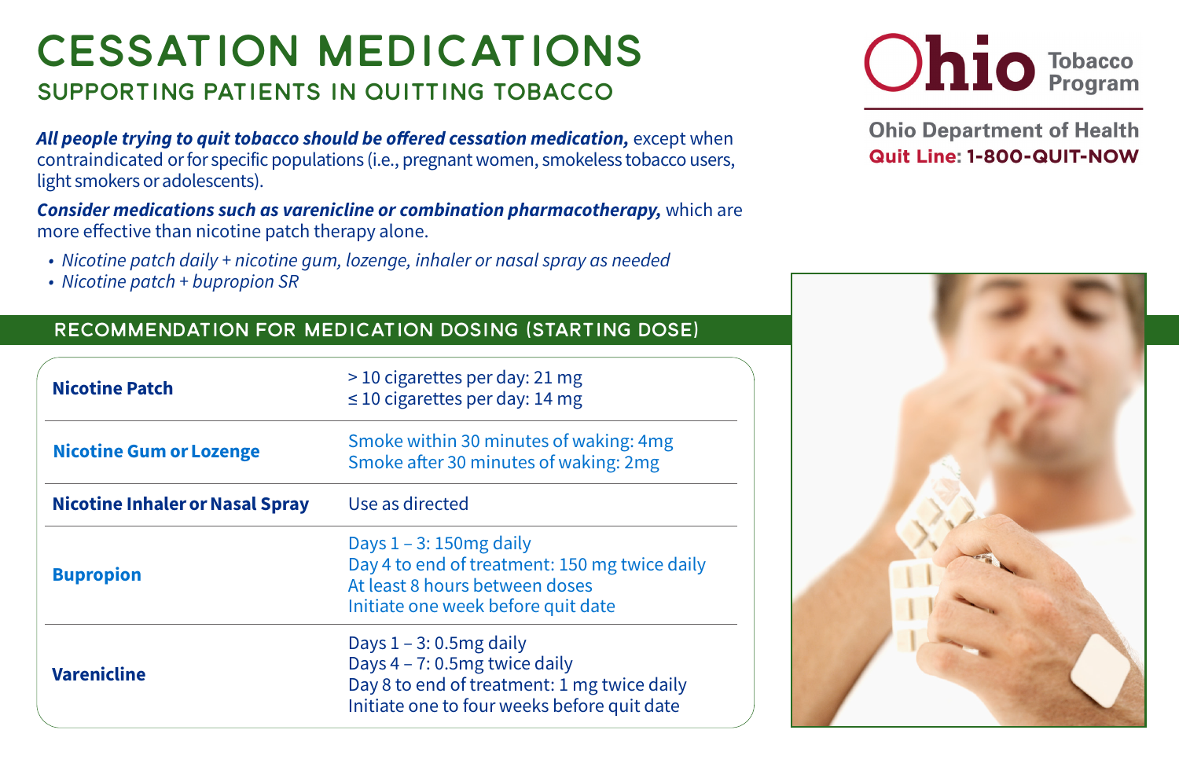# CESSATION MEDICATIONS

## SUPPORTING PATIENTS IN QUITTING TOBACCO

**Ohio Tobacco Program**

**Ohio Department of Health**
**Quit Line: 1-800-QUIT-NOW**

***All people trying to quit tobacco should be offered cessation medication,*** except when contraindicated or for specific populations (i.e., pregnant women, smokeless tobacco users, light smokers or adolescents).

***Consider medications such as varenicline or combination pharmacotherapy,*** which are more effective than nicotine patch therapy alone.

- *Nicotine patch daily + nicotine gum, lozenge, inhaler or nasal spray as needed*
- *Nicotine patch + bupropion SR*

### RECOMMENDATION FOR MEDICATION DOSING (STARTING DOSE)

| Medication | Dosing |
| --- | --- |
| **Nicotine Patch** | > 10 cigarettes per day: 21 mg<br>≤ 10 cigarettes per day: 14 mg |
| **Nicotine Gum or Lozenge** | Smoke within 30 minutes of waking: 4mg<br>Smoke after 30 minutes of waking: 2mg |
| **Nicotine Inhaler or Nasal Spray** | Use as directed |
| **Bupropion** | Days 1 – 3: 150mg daily<br>Day 4 to end of treatment: 150 mg twice daily<br>At least 8 hours between doses<br>Initiate one week before quit date |
| **Varenicline** | Days 1 – 3: 0.5mg daily<br>Days 4 – 7: 0.5mg twice daily<br>Day 8 to end of treatment: 1 mg twice daily<br>Initiate one to four weeks before quit date |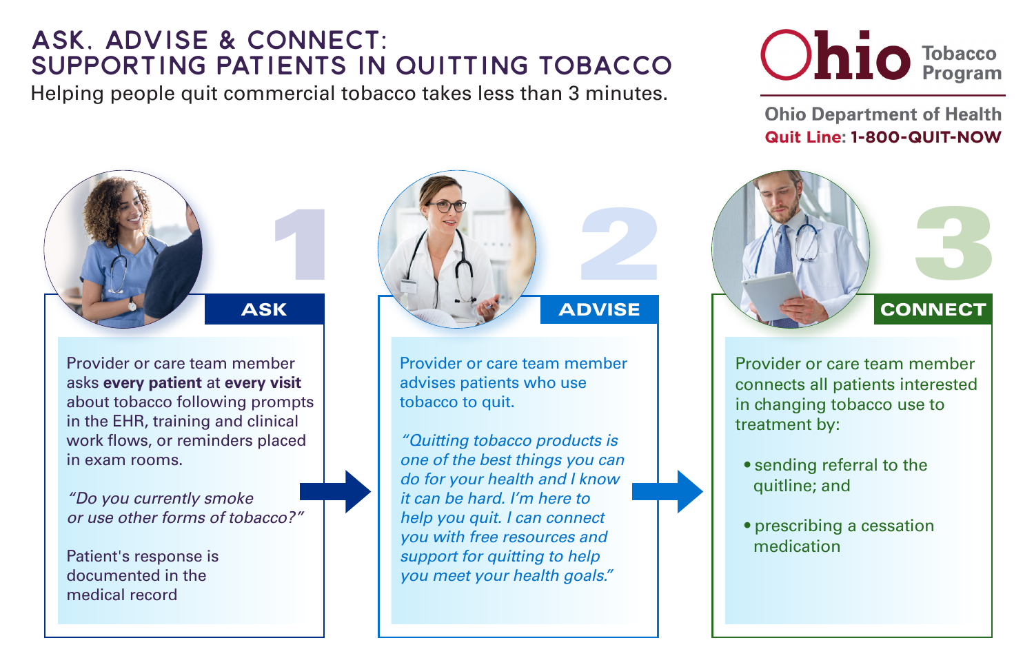# ASK, ADVISE & CONNECT: SUPPORTING PATIENTS IN QUITTING TOBACCO

Helping people quit commercial tobacco takes less than 3 minutes.

Ohio Tobacco Program

Ohio Department of Health

**Quit Line: 1-800-QUIT-NOW**

## 1 ASK

Provider or care team member asks **every patient** at **every visit** about tobacco following prompts in the EHR, training and clinical work flows, or reminders placed in exam rooms.

*"Do you currently smoke or use other forms of tobacco?"*

Patient's response is documented in the medical record

## 2 ADVISE

Provider or care team member advises patients who use tobacco to quit.

*"Quitting tobacco products is one of the best things you can do for your health and I know it can be hard. I'm here to help you quit. I can connect you with free resources and support for quitting to help you meet your health goals."*

## 3 CONNECT

Provider or care team member connects all patients interested in changing tobacco use to treatment by:

- sending referral to the quitline; and
- prescribing a cessation medication